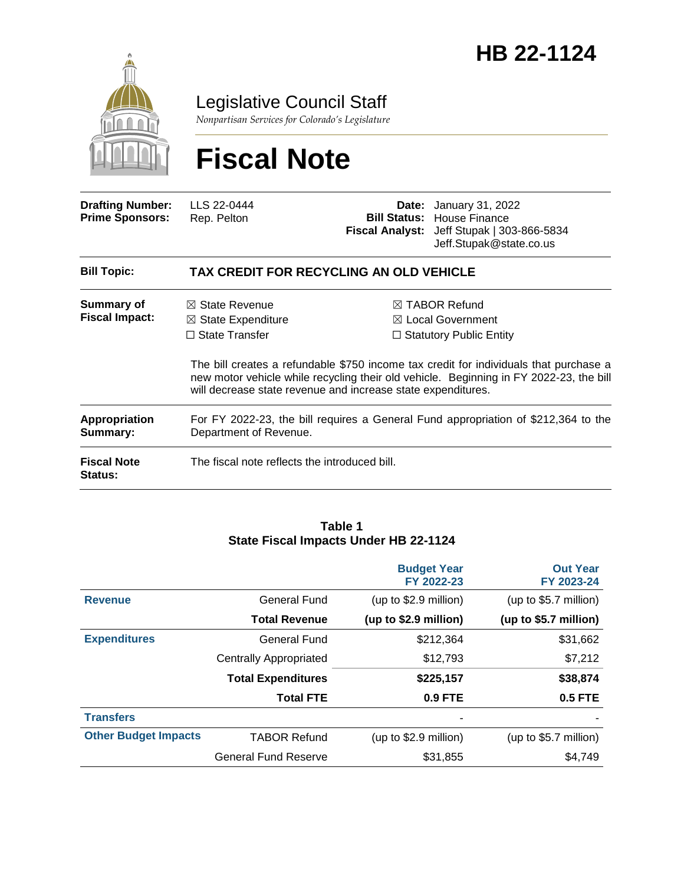# HB 22-1124

## Legislative Council Staff

*Nonpartisan Services for Colorado's Legislature*

# Fiscal Note

| | | | |
|---|---|---|---|
| **Drafting Number:** | LLS 22-0444 | **Date:** | January 31, 2022 |
| **Prime Sponsors:** | Rep. Pelton | **Bill Status:** | House Finance |
| | | **Fiscal Analyst:** | Jeff Stupak \| 303-866-5834 Jeff.Stupak@state.co.us |

| | |
|---|---|
| **Bill Topic:** | **TAX CREDIT FOR RECYCLING AN OLD VEHICLE** |
| **Summary of Fiscal Impact:** | ☒ State Revenue ☒ State Expenditure ☐ State Transfer ☒ TABOR Refund ☒ Local Government ☐ Statutory Public Entity<br><br>The bill creates a refundable $750 income tax credit for individuals that purchase a new motor vehicle while recycling their old vehicle. Beginning in FY 2022-23, the bill will decrease state revenue and increase state expenditures. |
| **Appropriation Summary:** | For FY 2022-23, the bill requires a General Fund appropriation of $212,364 to the Department of Revenue. |
| **Fiscal Note Status:** | The fiscal note reflects the introduced bill. |

**Table 1**
**State Fiscal Impacts Under HB 22-1124**

| | | Budget Year FY 2022-23 | Out Year FY 2023-24 |
|---|---|---|---|
| **Revenue** | General Fund | (up to $2.9 million) | (up to $5.7 million) |
| | **Total Revenue** | **(up to $2.9 million)** | **(up to $5.7 million)** |
| **Expenditures** | General Fund | $212,364 | $31,662 |
| | Centrally Appropriated | $12,793 | $7,212 |
| | **Total Expenditures** | **$225,157** | **$38,874** |
| | **Total FTE** | **0.9 FTE** | **0.5 FTE** |
| **Transfers** | | - | - |
| **Other Budget Impacts** | TABOR Refund | (up to $2.9 million) | (up to $5.7 million) |
| | General Fund Reserve | $31,855 | $4,749 |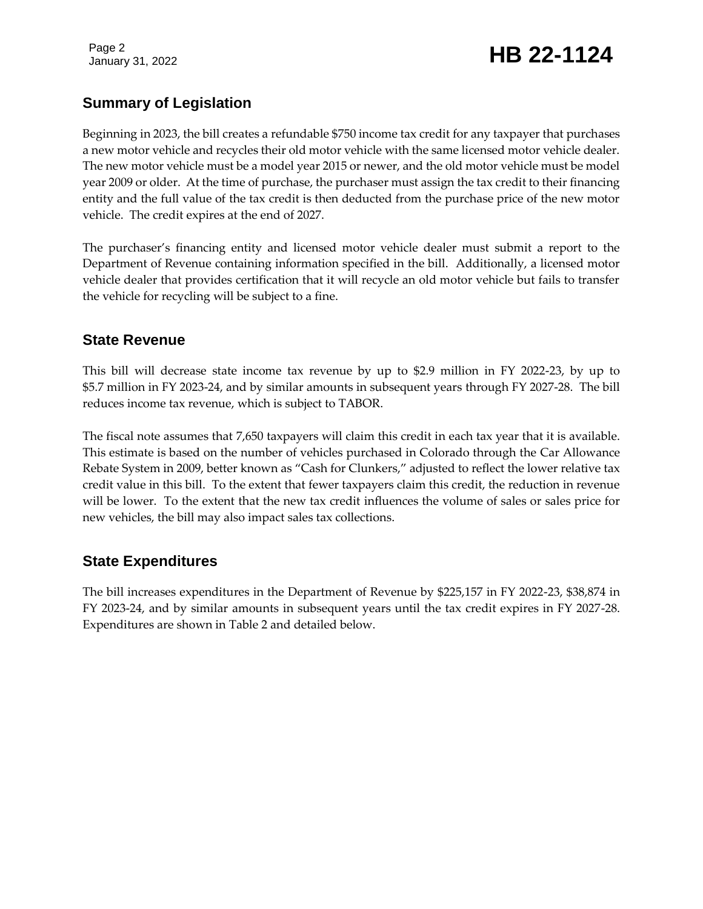## Summary of Legislation

Beginning in 2023, the bill creates a refundable $750 income tax credit for any taxpayer that purchases a new motor vehicle and recycles their old motor vehicle with the same licensed motor vehicle dealer. The new motor vehicle must be a model year 2015 or newer, and the old motor vehicle must be model year 2009 or older. At the time of purchase, the purchaser must assign the tax credit to their financing entity and the full value of the tax credit is then deducted from the purchase price of the new motor vehicle. The credit expires at the end of 2027.

The purchaser's financing entity and licensed motor vehicle dealer must submit a report to the Department of Revenue containing information specified in the bill. Additionally, a licensed motor vehicle dealer that provides certification that it will recycle an old motor vehicle but fails to transfer the vehicle for recycling will be subject to a fine.

## State Revenue

This bill will decrease state income tax revenue by up to $2.9 million in FY 2022-23, by up to $5.7 million in FY 2023-24, and by similar amounts in subsequent years through FY 2027-28. The bill reduces income tax revenue, which is subject to TABOR.

The fiscal note assumes that 7,650 taxpayers will claim this credit in each tax year that it is available. This estimate is based on the number of vehicles purchased in Colorado through the Car Allowance Rebate System in 2009, better known as "Cash for Clunkers," adjusted to reflect the lower relative tax credit value in this bill. To the extent that fewer taxpayers claim this credit, the reduction in revenue will be lower. To the extent that the new tax credit influences the volume of sales or sales price for new vehicles, the bill may also impact sales tax collections.

## State Expenditures

The bill increases expenditures in the Department of Revenue by $225,157 in FY 2022-23, $38,874 in FY 2023-24, and by similar amounts in subsequent years until the tax credit expires in FY 2027-28. Expenditures are shown in Table 2 and detailed below.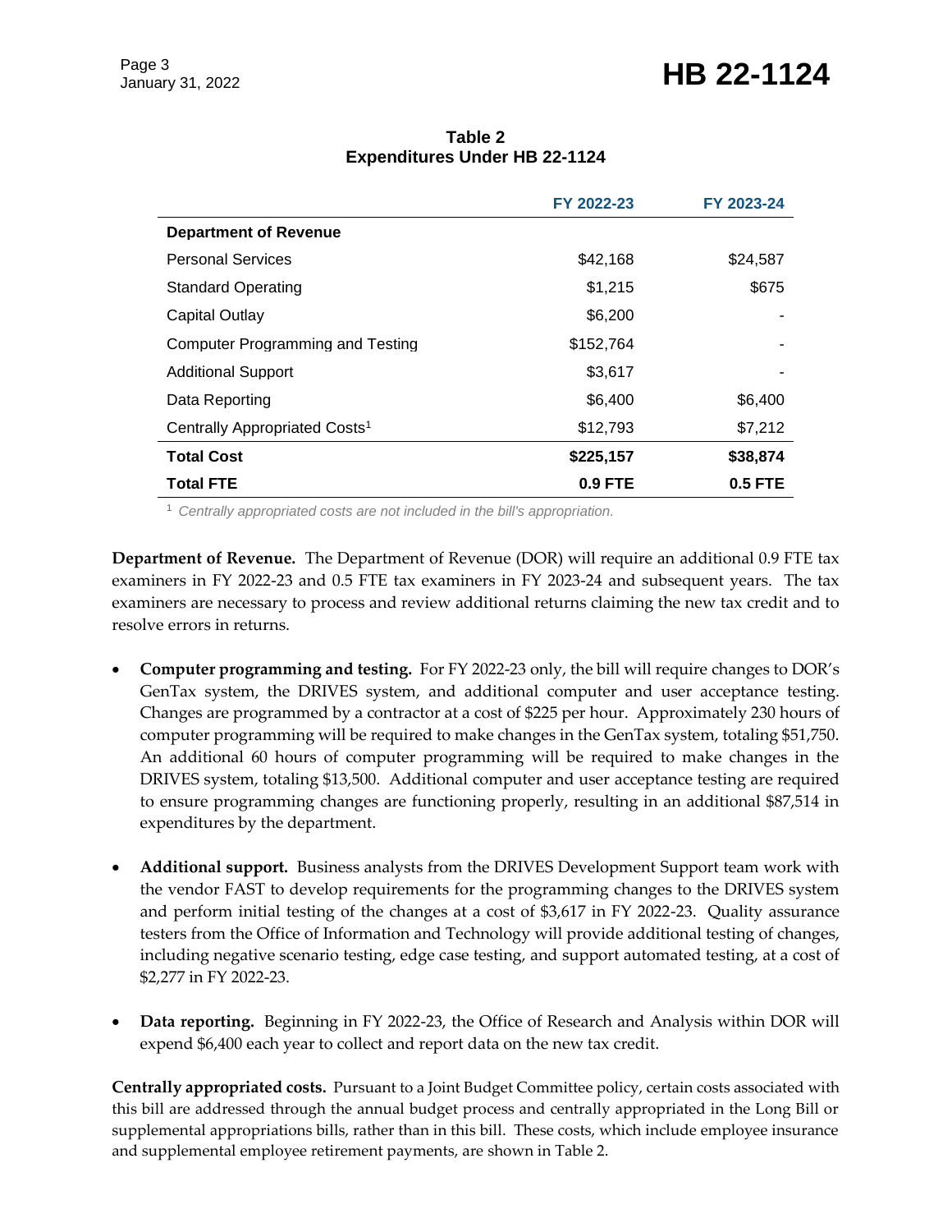**Table 2**
**Expenditures Under HB 22-1124**

| | FY 2022-23 | FY 2023-24 |
|---|---|---|
| **Department of Revenue** | | |
| Personal Services | $42,168 | $24,587 |
| Standard Operating | $1,215 | $675 |
| Capital Outlay | $6,200 | - |
| Computer Programming and Testing | $152,764 | - |
| Additional Support | $3,617 | - |
| Data Reporting | $6,400 | $6,400 |
| Centrally Appropriated Costs[1] | $12,793 | $7,212 |
| **Total Cost** | **$225,157** | **$38,874** |
| **Total FTE** | **0.9 FTE** | **0.5 FTE** |

[1] *Centrally appropriated costs are not included in the bill's appropriation.*

**Department of Revenue.** The Department of Revenue (DOR) will require an additional 0.9 FTE tax examiners in FY 2022-23 and 0.5 FTE tax examiners in FY 2023-24 and subsequent years. The tax examiners are necessary to process and review additional returns claiming the new tax credit and to resolve errors in returns.

- **Computer programming and testing.** For FY 2022-23 only, the bill will require changes to DOR's GenTax system, the DRIVES system, and additional computer and user acceptance testing. Changes are programmed by a contractor at a cost of $225 per hour. Approximately 230 hours of computer programming will be required to make changes in the GenTax system, totaling $51,750. An additional 60 hours of computer programming will be required to make changes in the DRIVES system, totaling $13,500. Additional computer and user acceptance testing are required to ensure programming changes are functioning properly, resulting in an additional $87,514 in expenditures by the department.

- **Additional support.** Business analysts from the DRIVES Development Support team work with the vendor FAST to develop requirements for the programming changes to the DRIVES system and perform initial testing of the changes at a cost of $3,617 in FY 2022-23. Quality assurance testers from the Office of Information and Technology will provide additional testing of changes, including negative scenario testing, edge case testing, and support automated testing, at a cost of $2,277 in FY 2022-23.

- **Data reporting.** Beginning in FY 2022-23, the Office of Research and Analysis within DOR will expend $6,400 each year to collect and report data on the new tax credit.

**Centrally appropriated costs.** Pursuant to a Joint Budget Committee policy, certain costs associated with this bill are addressed through the annual budget process and centrally appropriated in the Long Bill or supplemental appropriations bills, rather than in this bill. These costs, which include employee insurance and supplemental employee retirement payments, are shown in Table 2.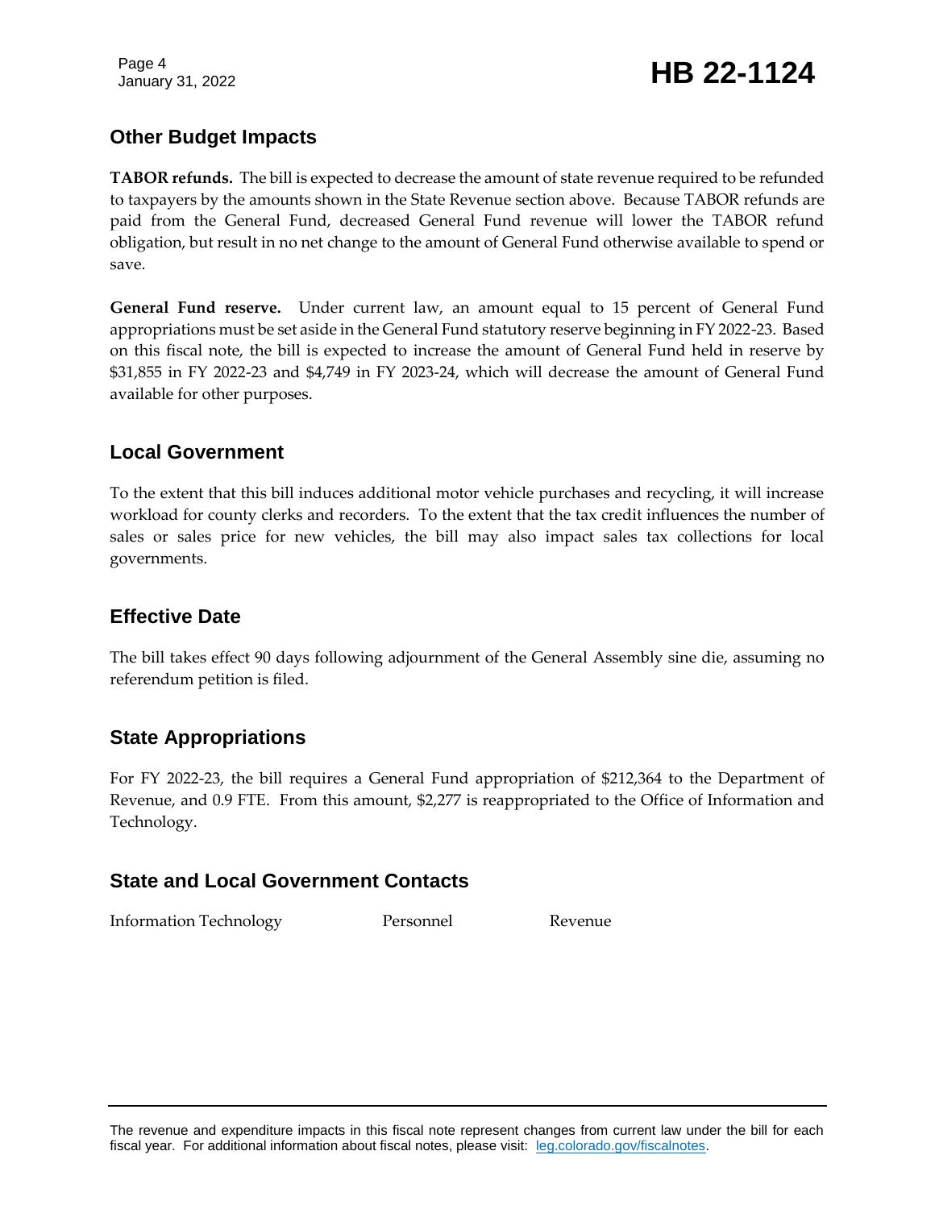## Other Budget Impacts

**TABOR refunds.** The bill is expected to decrease the amount of state revenue required to be refunded to taxpayers by the amounts shown in the State Revenue section above. Because TABOR refunds are paid from the General Fund, decreased General Fund revenue will lower the TABOR refund obligation, but result in no net change to the amount of General Fund otherwise available to spend or save.

**General Fund reserve.** Under current law, an amount equal to 15 percent of General Fund appropriations must be set aside in the General Fund statutory reserve beginning in FY 2022-23. Based on this fiscal note, the bill is expected to increase the amount of General Fund held in reserve by $31,855 in FY 2022-23 and $4,749 in FY 2023-24, which will decrease the amount of General Fund available for other purposes.

## Local Government

To the extent that this bill induces additional motor vehicle purchases and recycling, it will increase workload for county clerks and recorders. To the extent that the tax credit influences the number of sales or sales price for new vehicles, the bill may also impact sales tax collections for local governments.

## Effective Date

The bill takes effect 90 days following adjournment of the General Assembly sine die, assuming no referendum petition is filed.

## State Appropriations

For FY 2022-23, the bill requires a General Fund appropriation of $212,364 to the Department of Revenue, and 0.9 FTE. From this amount, $2,277 is reappropriated to the Office of Information and Technology.

## State and Local Government Contacts

Information Technology Personnel Revenue

The revenue and expenditure impacts in this fiscal note represent changes from current law under the bill for each fiscal year. For additional information about fiscal notes, please visit: [leg.colorado.gov/fiscalnotes](leg.colorado.gov/fiscalnotes).